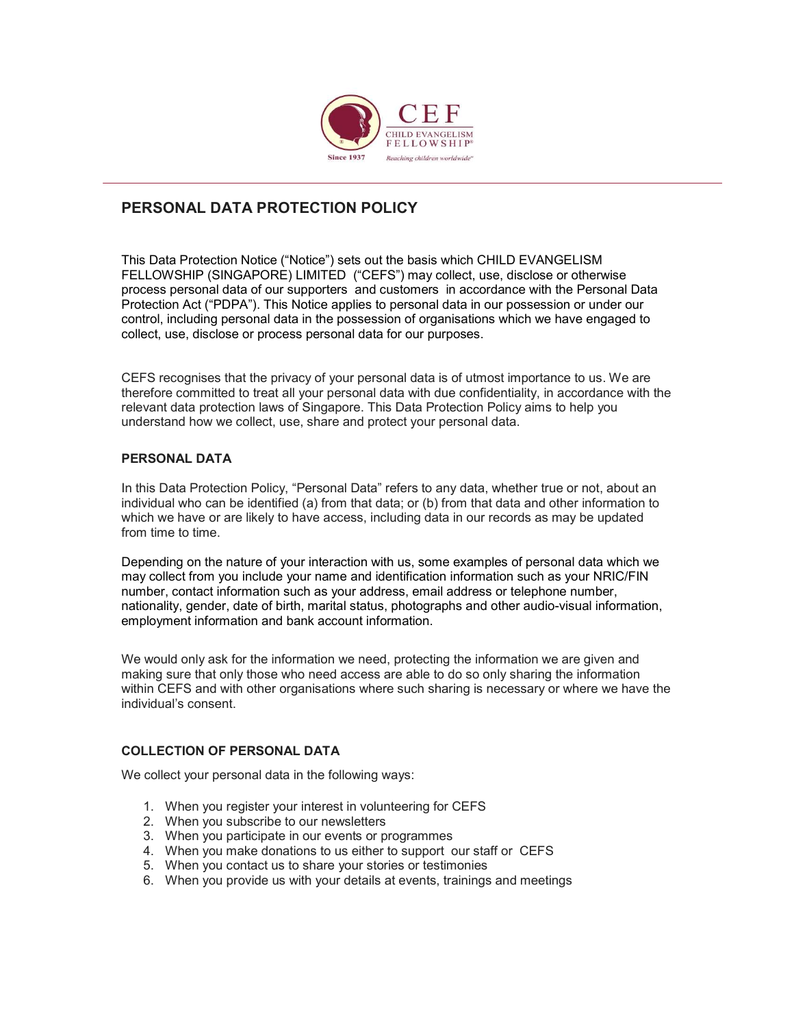# PERSONAL DATA PROTECTION POLICY

This Data Protection Notice ("Notice") sets out the basis which CHILD EVANGELISM FELLOWSHIP (SINGAPORE) LIMITED ("CEFS") may collect, use, disclose or otherwise process personal data of our supporters and customers in accordance with the Personal Data Protection Act ("PDPA"). This Notice applies to personal data in our possession or under our control, including personal data in the possession of organisations which we have engaged to collect, use, disclose or process personal data for our purposes.

CEFS recognises that the privacy of your personal data is of utmost importance to us. We are therefore committed to treat all your personal data with due confidentiality, in accordance with the relevant data protection laws of Singapore. This Data Protection Policy aims to help you understand how we collect, use, share and protect your personal data.

## PERSONAL DATA

In this Data Protection Policy, "Personal Data" refers to any data, whether true or not, about an individual who can be identified (a) from that data; or (b) from that data and other information to which we have or are likely to have access, including data in our records as may be updated from time to time.

Depending on the nature of your interaction with us, some examples of personal data which we may collect from you include your name and identification information such as your NRIC/FIN number, contact information such as your address, email address or telephone number, nationality, gender, date of birth, marital status, photographs and other audio-visual information, employment information and bank account information.

We would only ask for the information we need, protecting the information we are given and making sure that only those who need access are able to do so only sharing the information within CEFS and with other organisations where such sharing is necessary or where we have the individual's consent.

## COLLECTION OF PERSONAL DATA

We collect your personal data in the following ways:

1. When you register your interest in volunteering for CEFS
2. When you subscribe to our newsletters
3. When you participate in our events or programmes
4. When you make donations to us either to support our staff or CEFS
5. When you contact us to share your stories or testimonies
6. When you provide us with your details at events, trainings and meetings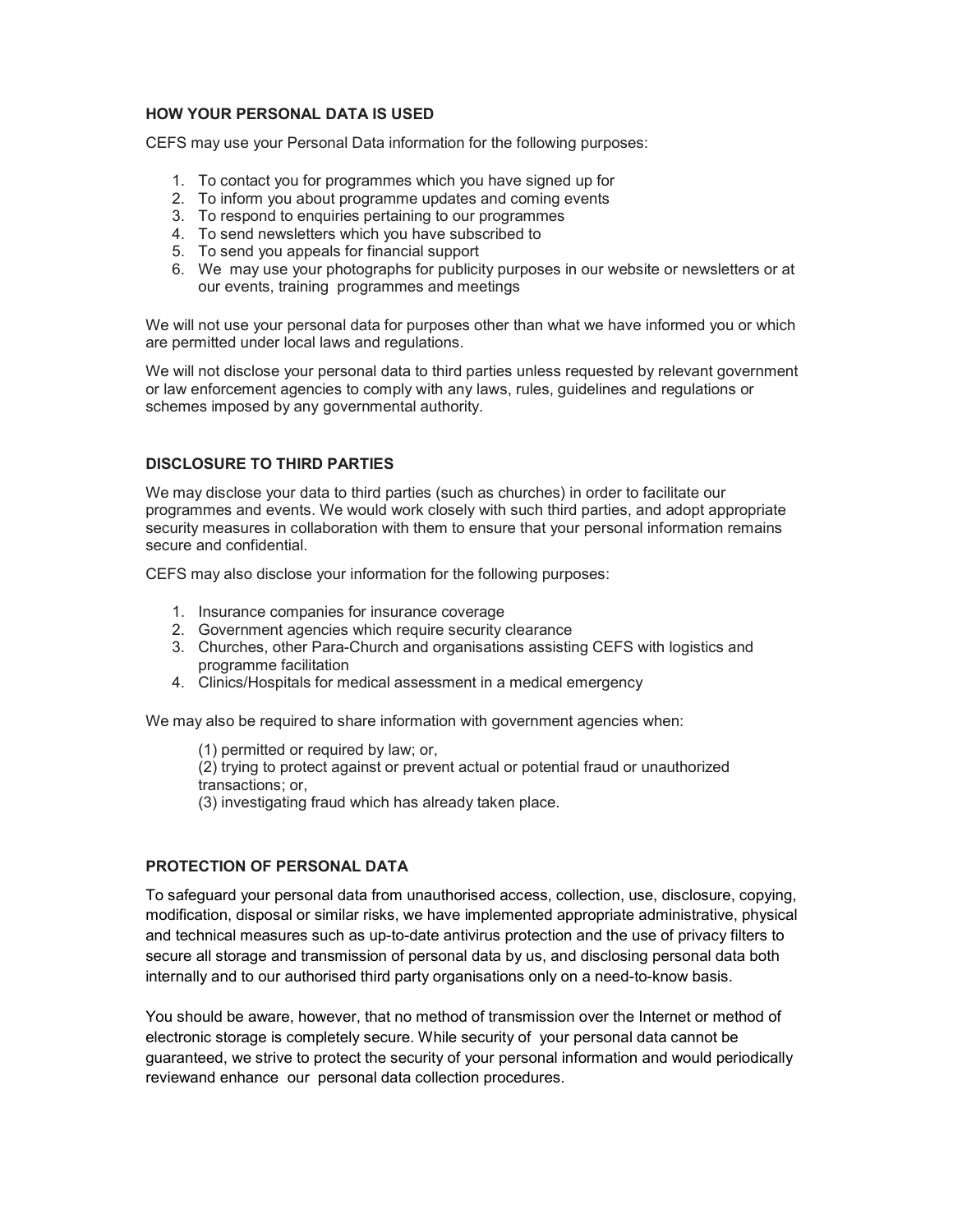## HOW YOUR PERSONAL DATA IS USED

CEFS may use your Personal Data information for the following purposes:

1. To contact you for programmes which you have signed up for
2. To inform you about programme updates and coming events
3. To respond to enquiries pertaining to our programmes
4. To send newsletters which you have subscribed to
5. To send you appeals for financial support
6. We may use your photographs for publicity purposes in our website or newsletters or at our events, training programmes and meetings

We will not use your personal data for purposes other than what we have informed you or which are permitted under local laws and regulations.

We will not disclose your personal data to third parties unless requested by relevant government or law enforcement agencies to comply with any laws, rules, guidelines and regulations or schemes imposed by any governmental authority.

## DISCLOSURE TO THIRD PARTIES

We may disclose your data to third parties (such as churches) in order to facilitate our programmes and events. We would work closely with such third parties, and adopt appropriate security measures in collaboration with them to ensure that your personal information remains secure and confidential.

CEFS may also disclose your information for the following purposes:

1. Insurance companies for insurance coverage
2. Government agencies which require security clearance
3. Churches, other Para-Church and organisations assisting CEFS with logistics and programme facilitation
4. Clinics/Hospitals for medical assessment in a medical emergency

We may also be required to share information with government agencies when:

(1) permitted or required by law; or,
(2) trying to protect against or prevent actual or potential fraud or unauthorized transactions; or,
(3) investigating fraud which has already taken place.

## PROTECTION OF PERSONAL DATA

To safeguard your personal data from unauthorised access, collection, use, disclosure, copying, modification, disposal or similar risks, we have implemented appropriate administrative, physical and technical measures such as up-to-date antivirus protection and the use of privacy filters to secure all storage and transmission of personal data by us, and disclosing personal data both internally and to our authorised third party organisations only on a need-to-know basis.

You should be aware, however, that no method of transmission over the Internet or method of electronic storage is completely secure. While security of your personal data cannot be guaranteed, we strive to protect the security of your personal information and would periodically reviewand enhance our personal data collection procedures.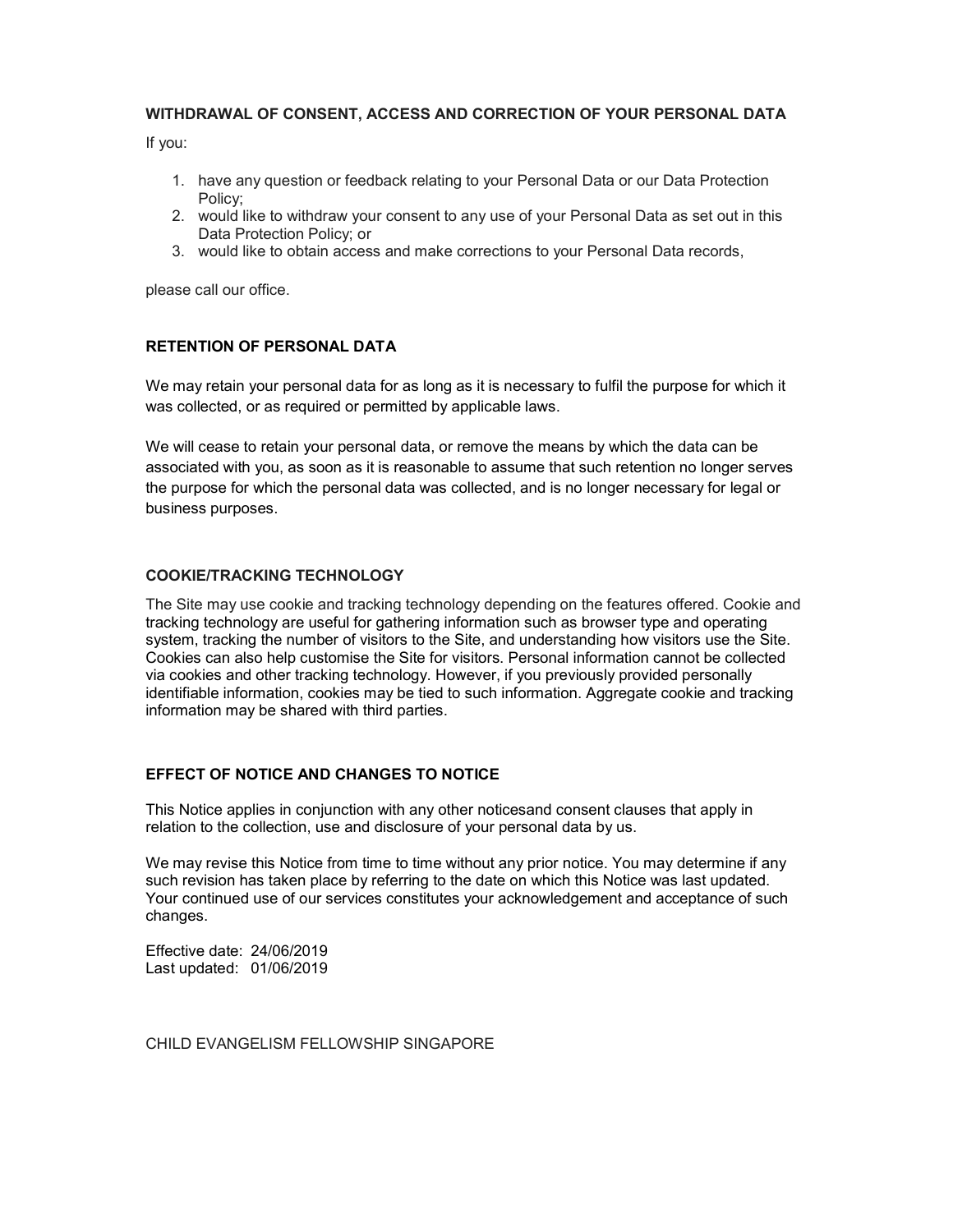## WITHDRAWAL OF CONSENT, ACCESS AND CORRECTION OF YOUR PERSONAL DATA

If you:

1. have any question or feedback relating to your Personal Data or our Data Protection Policy;
2. would like to withdraw your consent to any use of your Personal Data as set out in this Data Protection Policy; or
3. would like to obtain access and make corrections to your Personal Data records,

please call our office.

## RETENTION OF PERSONAL DATA

We may retain your personal data for as long as it is necessary to fulfil the purpose for which it was collected, or as required or permitted by applicable laws.

We will cease to retain your personal data, or remove the means by which the data can be associated with you, as soon as it is reasonable to assume that such retention no longer serves the purpose for which the personal data was collected, and is no longer necessary for legal or business purposes.

## COOKIE/TRACKING TECHNOLOGY

The Site may use cookie and tracking technology depending on the features offered. Cookie and tracking technology are useful for gathering information such as browser type and operating system, tracking the number of visitors to the Site, and understanding how visitors use the Site. Cookies can also help customise the Site for visitors. Personal information cannot be collected via cookies and other tracking technology. However, if you previously provided personally identifiable information, cookies may be tied to such information. Aggregate cookie and tracking information may be shared with third parties.

## EFFECT OF NOTICE AND CHANGES TO NOTICE

This Notice applies in conjunction with any other noticesand consent clauses that apply in relation to the collection, use and disclosure of your personal data by us.

We may revise this Notice from time to time without any prior notice. You may determine if any such revision has taken place by referring to the date on which this Notice was last updated. Your continued use of our services constitutes your acknowledgement and acceptance of such changes.

Effective date: 24/06/2019
Last updated: 01/06/2019

CHILD EVANGELISM FELLOWSHIP SINGAPORE